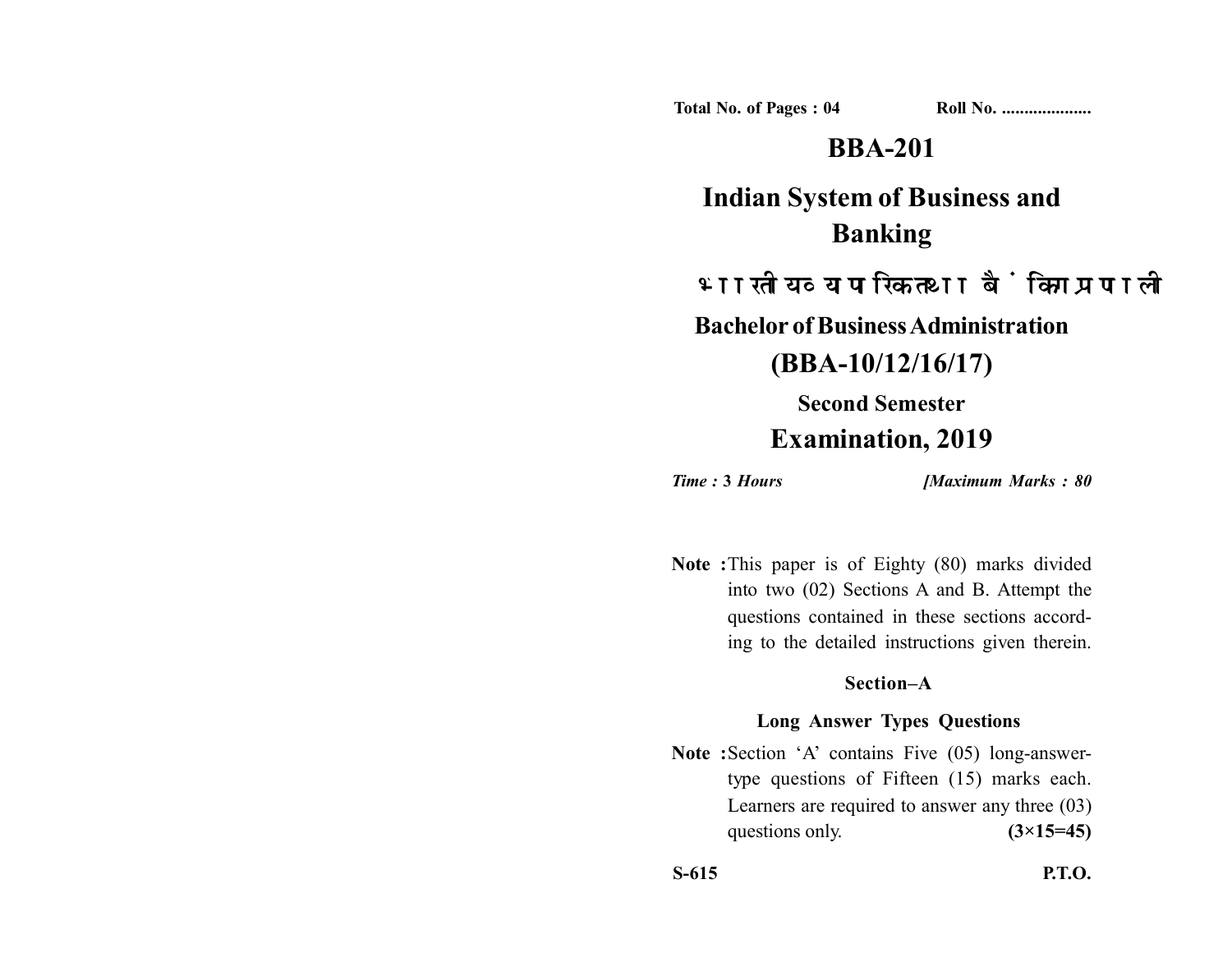Total No. of Pages : 04 Roll No. ....................

# BBA-201

# Indian System of Business and Banking

## भारतीय व्यापारिक तथा बैंकिंग प्रणाली

## Bachelor of Business Administration

## (BBA-10/12/16/17)

### Second Semester

## Examination, 2019

*Time :* **3** *Hours* *[Maximum Marks : 80*

**Note :** This paper is of Eighty (80) marks divided into two (02) Sections A and B. Attempt the questions contained in these sections according to the detailed instructions given therein.

**Section–A**

**Long Answer Types Questions**

**Note :** Section 'A' contains Five (05) long-answer-type questions of Fifteen (15) marks each. Learners are required to answer any three (03) questions only. **(3×15=45)**

**S-615** **P.T.O.**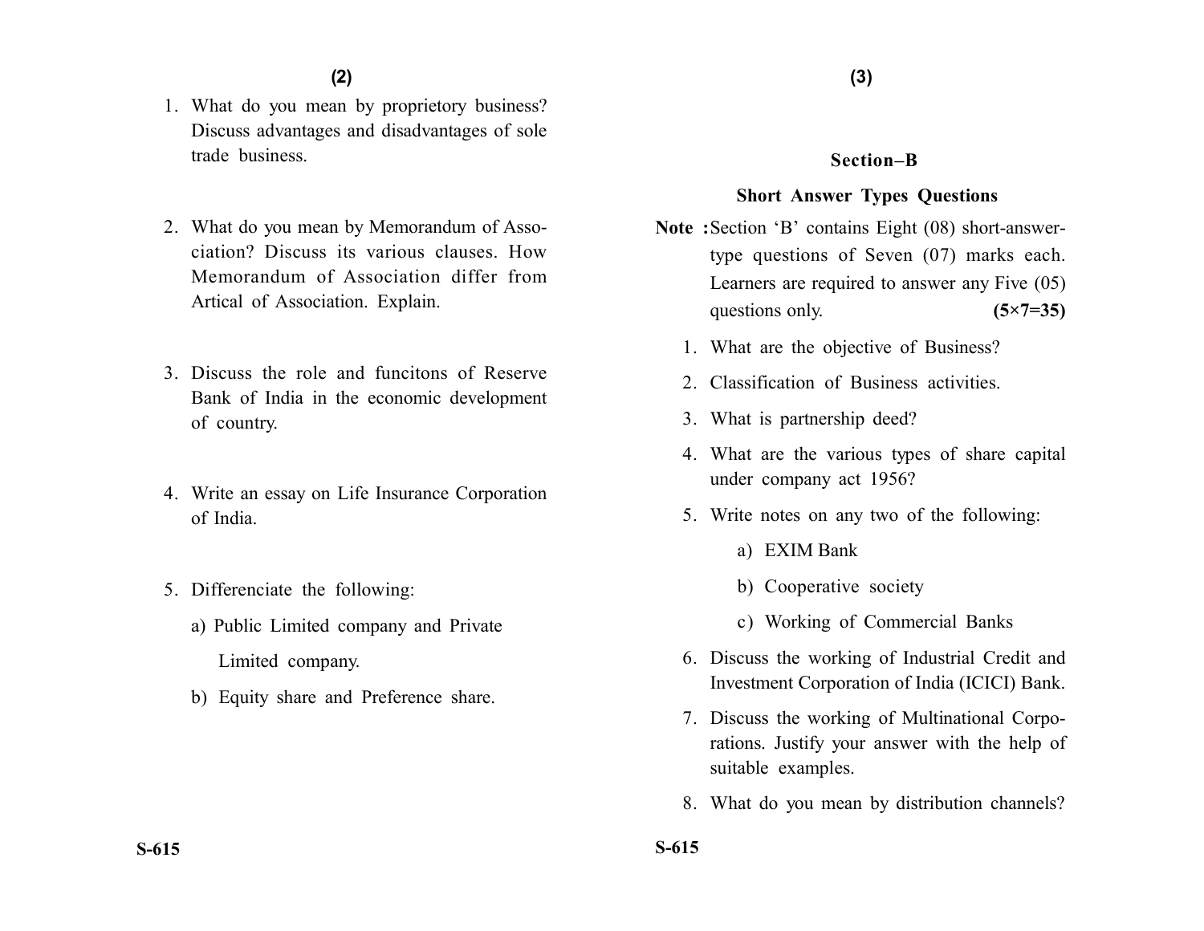1. What do you mean by proprietory business? Discuss advantages and disadvantages of sole trade business.

2. What do you mean by Memorandum of Association? Discuss its various clauses. How Memorandum of Association differ from Artical of Association. Explain.

3. Discuss the role and funcitons of Reserve Bank of India in the economic development of country.

4. Write an essay on Life Insurance Corporation of India.

5. Differenciate the following:

   a) Public Limited company and Private Limited company.

   b) Equity share and Preference share.

## Section–B

### Short Answer Types Questions

**Note :** Section 'B' contains Eight (08) short-answer-type questions of Seven (07) marks each. Learners are required to answer any Five (05) questions only. **(5×7=35)**

1. What are the objective of Business?
2. Classification of Business activities.
3. What is partnership deed?
4. What are the various types of share capital under company act 1956?
5. Write notes on any two of the following:
   a) EXIM Bank
   b) Cooperative society
   c) Working of Commercial Banks
6. Discuss the working of Industrial Credit and Investment Corporation of India (ICICI) Bank.
7. Discuss the working of Multinational Corporations. Justify your answer with the help of suitable examples.
8. What do you mean by distribution channels?